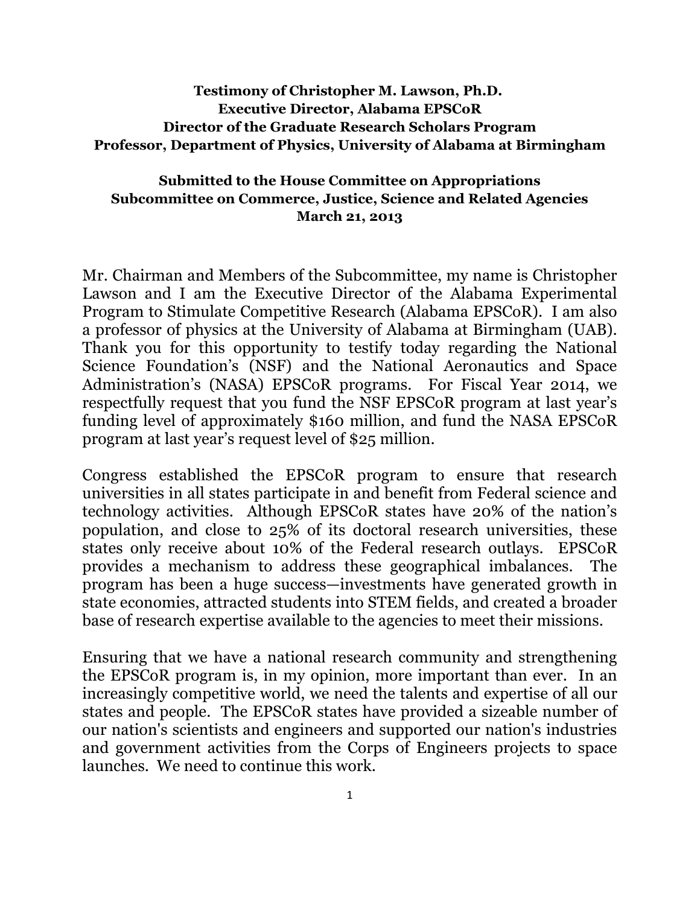**Testimony of Christopher M. Lawson, Ph.D.**
**Executive Director, Alabama EPSCoR**
**Director of the Graduate Research Scholars Program**
**Professor, Department of Physics, University of Alabama at Birmingham**

**Submitted to the House Committee on Appropriations**
**Subcommittee on Commerce, Justice, Science and Related Agencies**
**March 21, 2013**

Mr. Chairman and Members of the Subcommittee, my name is Christopher Lawson and I am the Executive Director of the Alabama Experimental Program to Stimulate Competitive Research (Alabama EPSCoR). I am also a professor of physics at the University of Alabama at Birmingham (UAB). Thank you for this opportunity to testify today regarding the National Science Foundation's (NSF) and the National Aeronautics and Space Administration's (NASA) EPSCoR programs. For Fiscal Year 2014, we respectfully request that you fund the NSF EPSCoR program at last year's funding level of approximately $160 million, and fund the NASA EPSCoR program at last year's request level of $25 million.

Congress established the EPSCoR program to ensure that research universities in all states participate in and benefit from Federal science and technology activities. Although EPSCoR states have 20% of the nation's population, and close to 25% of its doctoral research universities, these states only receive about 10% of the Federal research outlays. EPSCoR provides a mechanism to address these geographical imbalances. The program has been a huge success—investments have generated growth in state economies, attracted students into STEM fields, and created a broader base of research expertise available to the agencies to meet their missions.

Ensuring that we have a national research community and strengthening the EPSCoR program is, in my opinion, more important than ever. In an increasingly competitive world, we need the talents and expertise of all our states and people. The EPSCoR states have provided a sizeable number of our nation's scientists and engineers and supported our nation's industries and government activities from the Corps of Engineers projects to space launches. We need to continue this work.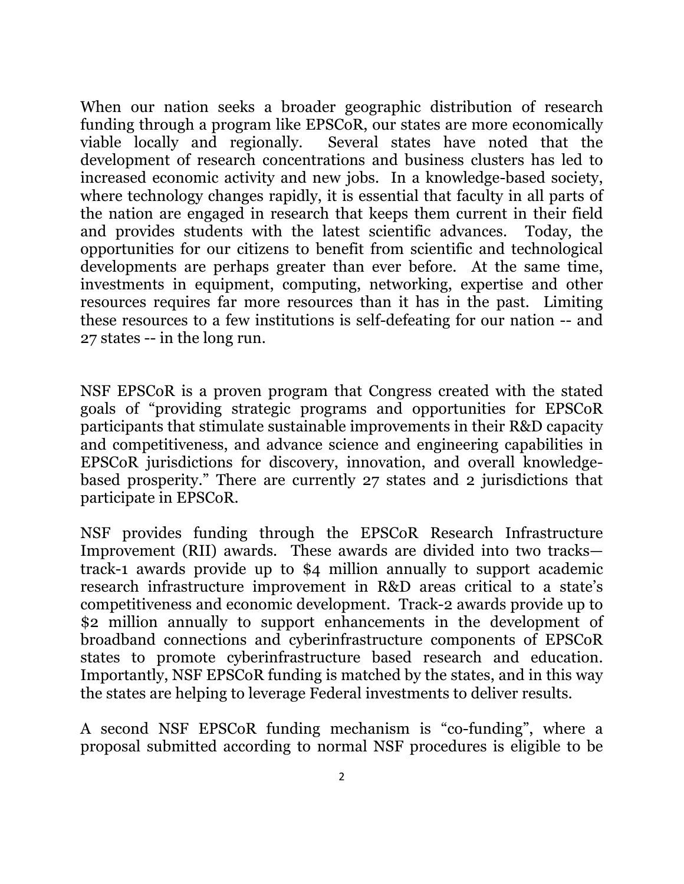When our nation seeks a broader geographic distribution of research funding through a program like EPSCoR, our states are more economically viable locally and regionally. Several states have noted that the development of research concentrations and business clusters has led to increased economic activity and new jobs. In a knowledge-based society, where technology changes rapidly, it is essential that faculty in all parts of the nation are engaged in research that keeps them current in their field and provides students with the latest scientific advances. Today, the opportunities for our citizens to benefit from scientific and technological developments are perhaps greater than ever before. At the same time, investments in equipment, computing, networking, expertise and other resources requires far more resources than it has in the past. Limiting these resources to a few institutions is self-defeating for our nation -- and 27 states -- in the long run.

NSF EPSCoR is a proven program that Congress created with the stated goals of "providing strategic programs and opportunities for EPSCoR participants that stimulate sustainable improvements in their R&D capacity and competitiveness, and advance science and engineering capabilities in EPSCoR jurisdictions for discovery, innovation, and overall knowledge-based prosperity." There are currently 27 states and 2 jurisdictions that participate in EPSCoR.

NSF provides funding through the EPSCoR Research Infrastructure Improvement (RII) awards. These awards are divided into two tracks—track-1 awards provide up to $4 million annually to support academic research infrastructure improvement in R&D areas critical to a state's competitiveness and economic development. Track-2 awards provide up to $2 million annually to support enhancements in the development of broadband connections and cyberinfrastructure components of EPSCoR states to promote cyberinfrastructure based research and education. Importantly, NSF EPSCoR funding is matched by the states, and in this way the states are helping to leverage Federal investments to deliver results.

A second NSF EPSCoR funding mechanism is "co-funding", where a proposal submitted according to normal NSF procedures is eligible to be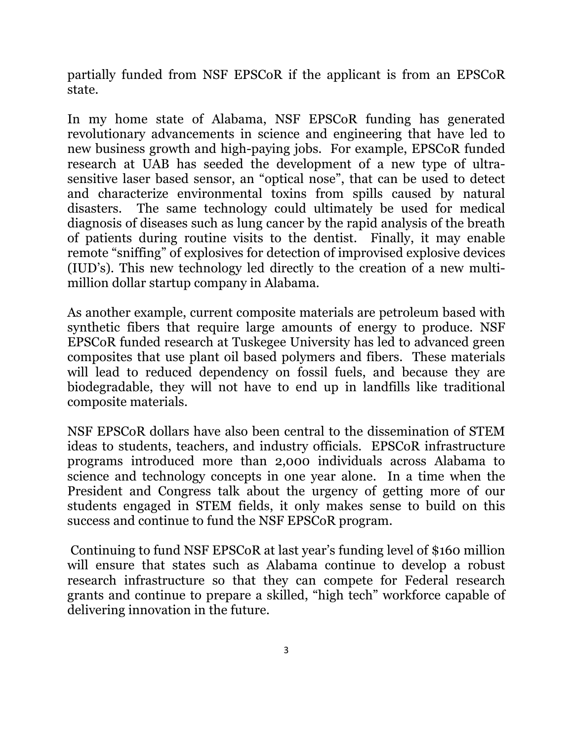partially funded from NSF EPSCoR if the applicant is from an EPSCoR state.

In my home state of Alabama, NSF EPSCoR funding has generated revolutionary advancements in science and engineering that have led to new business growth and high-paying jobs. For example, EPSCoR funded research at UAB has seeded the development of a new type of ultra-sensitive laser based sensor, an "optical nose", that can be used to detect and characterize environmental toxins from spills caused by natural disasters. The same technology could ultimately be used for medical diagnosis of diseases such as lung cancer by the rapid analysis of the breath of patients during routine visits to the dentist. Finally, it may enable remote "sniffing" of explosives for detection of improvised explosive devices (IUD's). This new technology led directly to the creation of a new multi-million dollar startup company in Alabama.

As another example, current composite materials are petroleum based with synthetic fibers that require large amounts of energy to produce. NSF EPSCoR funded research at Tuskegee University has led to advanced green composites that use plant oil based polymers and fibers. These materials will lead to reduced dependency on fossil fuels, and because they are biodegradable, they will not have to end up in landfills like traditional composite materials.

NSF EPSCoR dollars have also been central to the dissemination of STEM ideas to students, teachers, and industry officials. EPSCoR infrastructure programs introduced more than 2,000 individuals across Alabama to science and technology concepts in one year alone. In a time when the President and Congress talk about the urgency of getting more of our students engaged in STEM fields, it only makes sense to build on this success and continue to fund the NSF EPSCoR program.

Continuing to fund NSF EPSCoR at last year's funding level of $160 million will ensure that states such as Alabama continue to develop a robust research infrastructure so that they can compete for Federal research grants and continue to prepare a skilled, "high tech" workforce capable of delivering innovation in the future.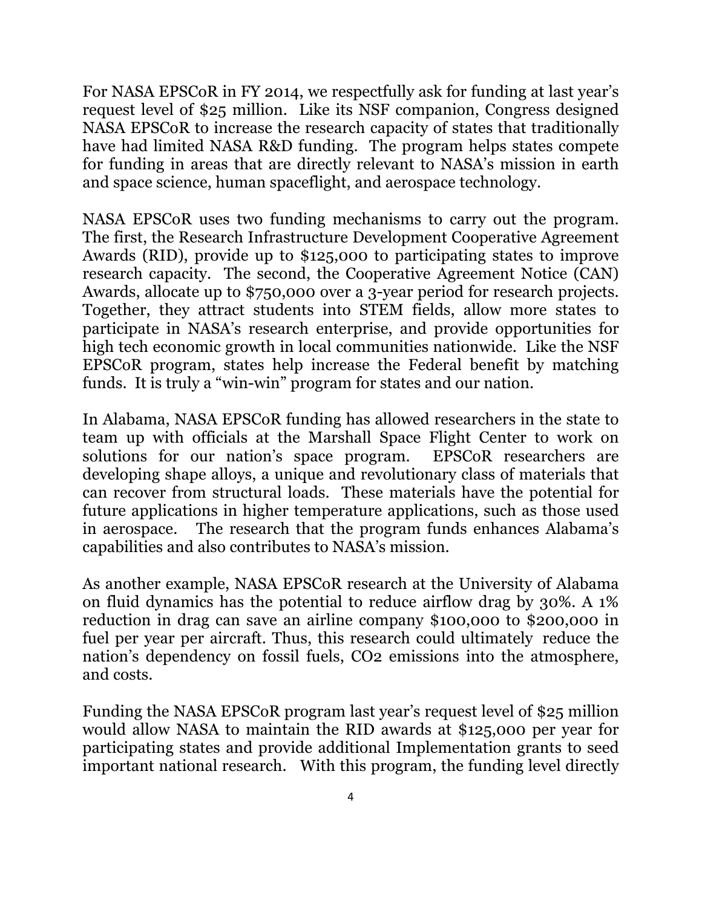For NASA EPSCoR in FY 2014, we respectfully ask for funding at last year's request level of $25 million. Like its NSF companion, Congress designed NASA EPSCoR to increase the research capacity of states that traditionally have had limited NASA R&D funding. The program helps states compete for funding in areas that are directly relevant to NASA's mission in earth and space science, human spaceflight, and aerospace technology.

NASA EPSCoR uses two funding mechanisms to carry out the program. The first, the Research Infrastructure Development Cooperative Agreement Awards (RID), provide up to $125,000 to participating states to improve research capacity. The second, the Cooperative Agreement Notice (CAN) Awards, allocate up to $750,000 over a 3-year period for research projects. Together, they attract students into STEM fields, allow more states to participate in NASA's research enterprise, and provide opportunities for high tech economic growth in local communities nationwide. Like the NSF EPSCoR program, states help increase the Federal benefit by matching funds. It is truly a "win-win" program for states and our nation.

In Alabama, NASA EPSCoR funding has allowed researchers in the state to team up with officials at the Marshall Space Flight Center to work on solutions for our nation's space program. EPSCoR researchers are developing shape alloys, a unique and revolutionary class of materials that can recover from structural loads. These materials have the potential for future applications in higher temperature applications, such as those used in aerospace. The research that the program funds enhances Alabama's capabilities and also contributes to NASA's mission.

As another example, NASA EPSCoR research at the University of Alabama on fluid dynamics has the potential to reduce airflow drag by 30%. A 1% reduction in drag can save an airline company $100,000 to $200,000 in fuel per year per aircraft. Thus, this research could ultimately reduce the nation's dependency on fossil fuels, $CO_2$ emissions into the atmosphere, and costs.

Funding the NASA EPSCoR program last year's request level of $25 million would allow NASA to maintain the RID awards at $125,000 per year for participating states and provide additional Implementation grants to seed important national research. With this program, the funding level directly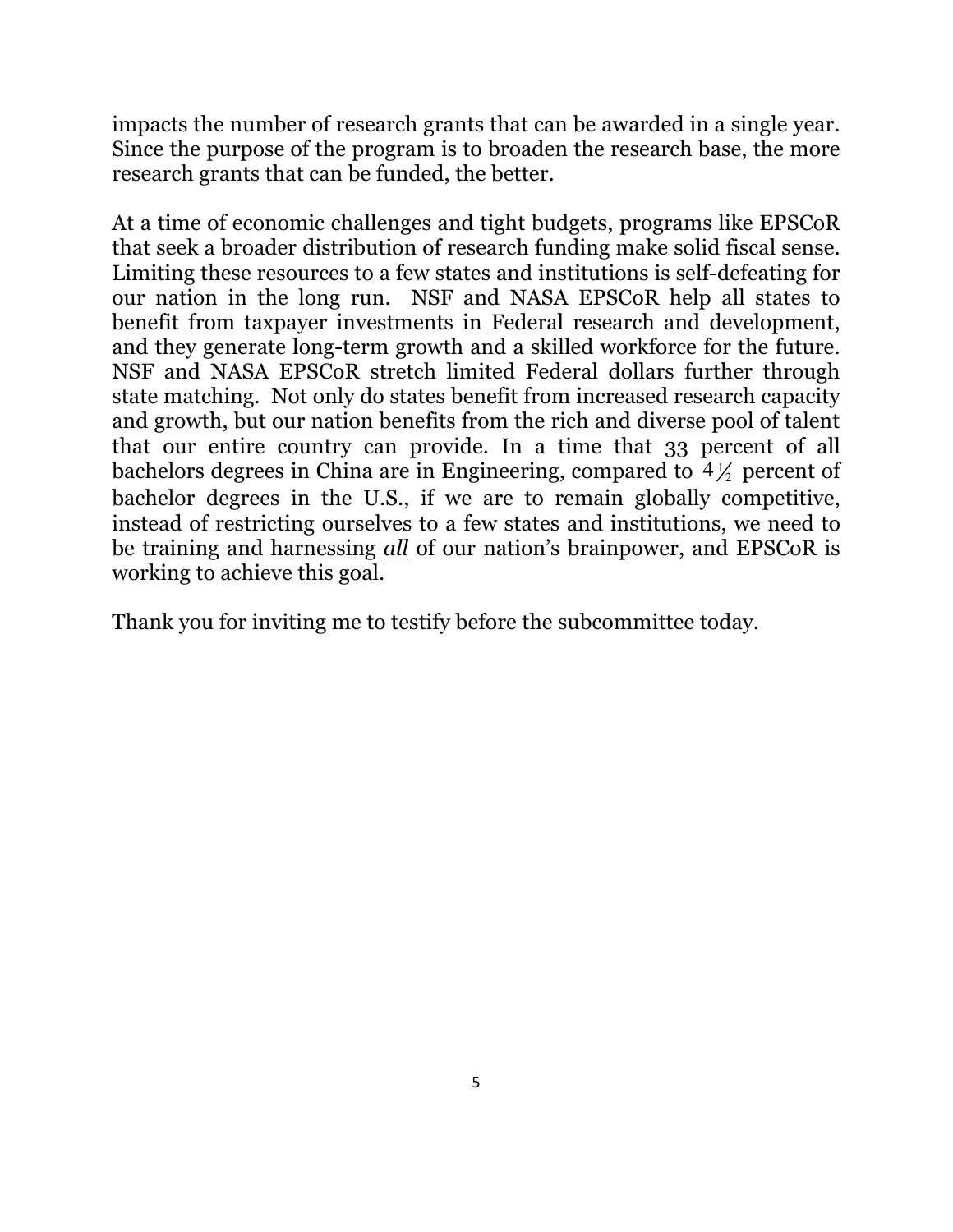impacts the number of research grants that can be awarded in a single year. Since the purpose of the program is to broaden the research base, the more research grants that can be funded, the better.

At a time of economic challenges and tight budgets, programs like EPSCoR that seek a broader distribution of research funding make solid fiscal sense. Limiting these resources to a few states and institutions is self-defeating for our nation in the long run. NSF and NASA EPSCoR help all states to benefit from taxpayer investments in Federal research and development, and they generate long-term growth and a skilled workforce for the future. NSF and NASA EPSCoR stretch limited Federal dollars further through state matching. Not only do states benefit from increased research capacity and growth, but our nation benefits from the rich and diverse pool of talent that our entire country can provide. In a time that 33 percent of all bachelors degrees in China are in Engineering, compared to 4½ percent of bachelor degrees in the U.S., if we are to remain globally competitive, instead of restricting ourselves to a few states and institutions, we need to be training and harnessing ***all*** of our nation's brainpower, and EPSCoR is working to achieve this goal.

Thank you for inviting me to testify before the subcommittee today.